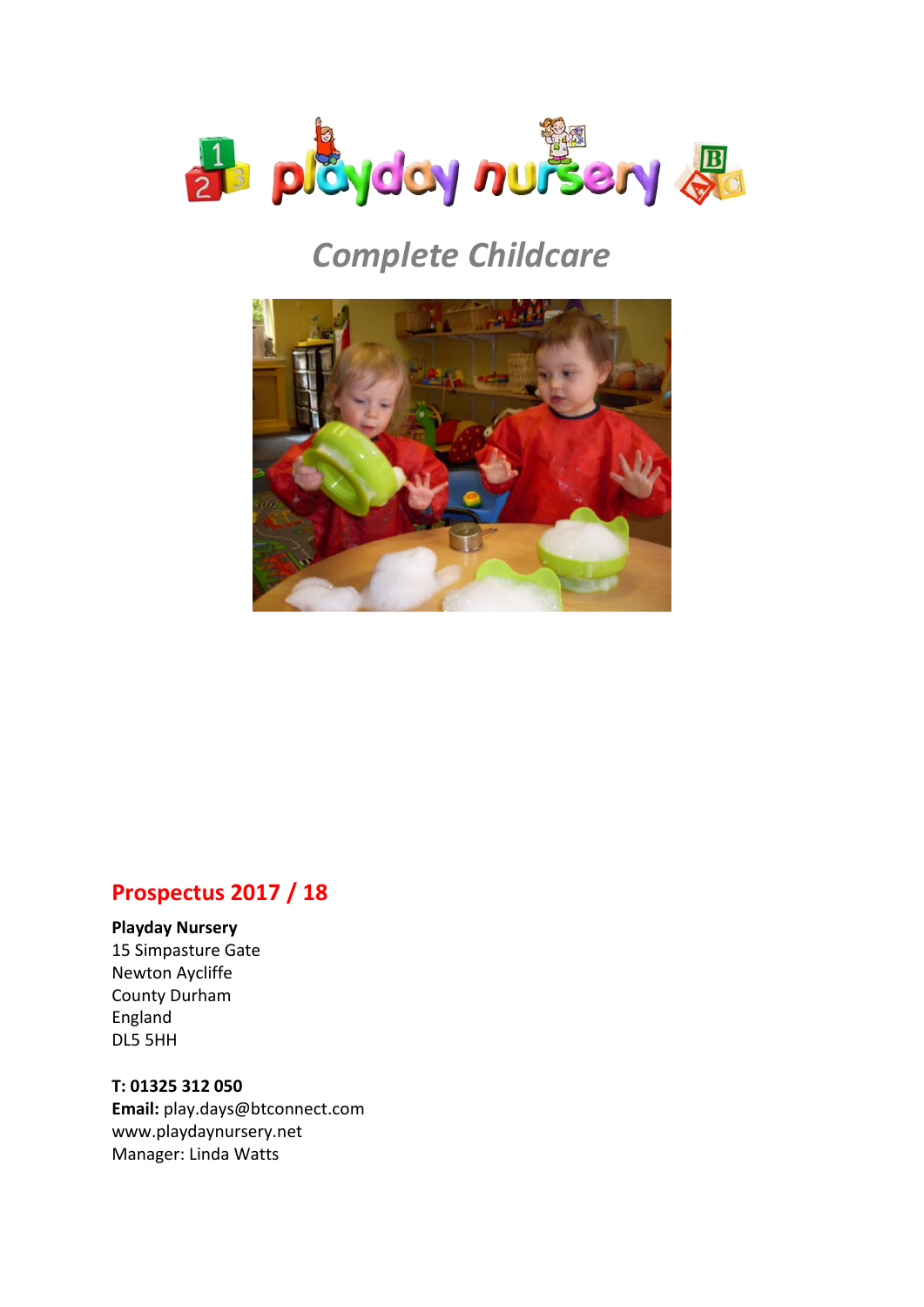# playday nursery

*Complete Childcare*

## Prospectus 2017 / 18

**Playday Nursery**
15 Simpasture Gate
Newton Aycliffe
County Durham
England
DL5 5HH

**T: 01325 312 050**
**Email:** play.days@btconnect.com
www.playdaynursery.net
Manager: Linda Watts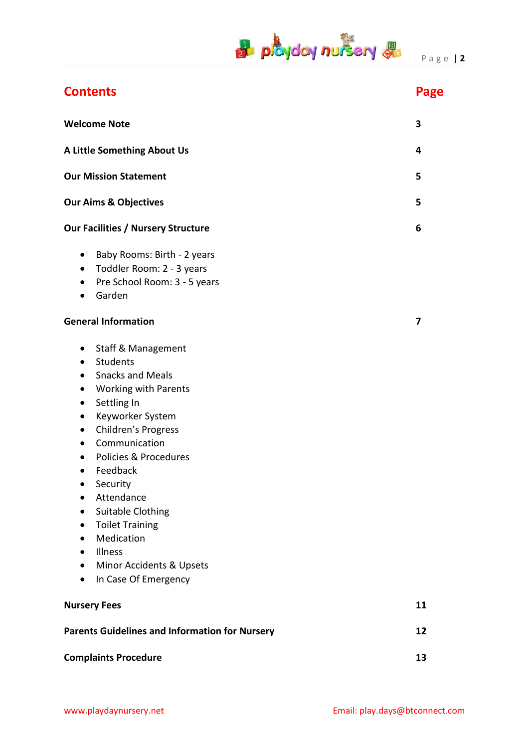| **Contents** | **Page** |
|---|---|
| **Welcome Note** | **3** |
| **A Little Something About Us** | **4** |
| **Our Mission Statement** | **5** |
| **Our Aims & Objectives** | **5** |
| **Our Facilities / Nursery Structure** | **6** |

- Baby Rooms: Birth - 2 years
- Toddler Room: 2 - 3 years
- Pre School Room: 3 - 5 years
- Garden

| | |
|---|---|
| **General Information** | **7** |

- Staff & Management
- Students
- Snacks and Meals
- Working with Parents
- Settling In
- Keyworker System
- Children's Progress
- Communication
- Policies & Procedures
- Feedback
- Security
- Attendance
- Suitable Clothing
- Toilet Training
- Medication
- Illness
- Minor Accidents & Upsets
- In Case Of Emergency

| | |
|---|---|
| **Nursery Fees** | **11** |
| **Parents Guidelines and Information for Nursery** | **12** |
| **Complaints Procedure** | **13** |

www.playdaynursery.net Email: play.days@btconnect.com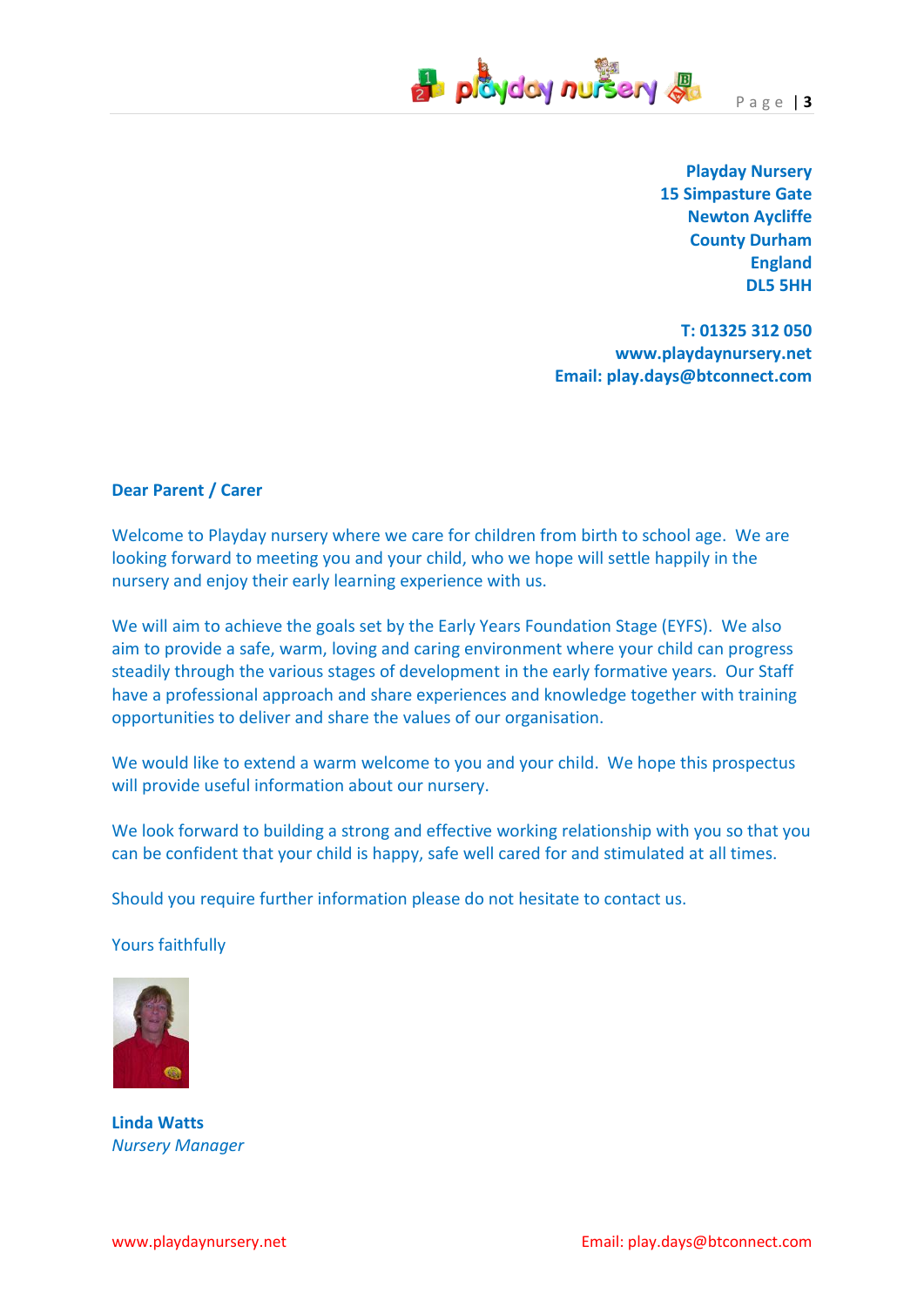**Playday Nursery**
**15 Simpasture Gate**
**Newton Aycliffe**
**County Durham**
**England**
**DL5 5HH**

**T: 01325 312 050**
**www.playdaynursery.net**
**Email: play.days@btconnect.com**

**Dear Parent / Carer**

Welcome to Playday nursery where we care for children from birth to school age. We are looking forward to meeting you and your child, who we hope will settle happily in the nursery and enjoy their early learning experience with us.

We will aim to achieve the goals set by the Early Years Foundation Stage (EYFS). We also aim to provide a safe, warm, loving and caring environment where your child can progress steadily through the various stages of development in the early formative years. Our Staff have a professional approach and share experiences and knowledge together with training opportunities to deliver and share the values of our organisation.

We would like to extend a warm welcome to you and your child. We hope this prospectus will provide useful information about our nursery.

We look forward to building a strong and effective working relationship with you so that you can be confident that your child is happy, safe well cared for and stimulated at all times.

Should you require further information please do not hesitate to contact us.

Yours faithfully

**Linda Watts**
*Nursery Manager*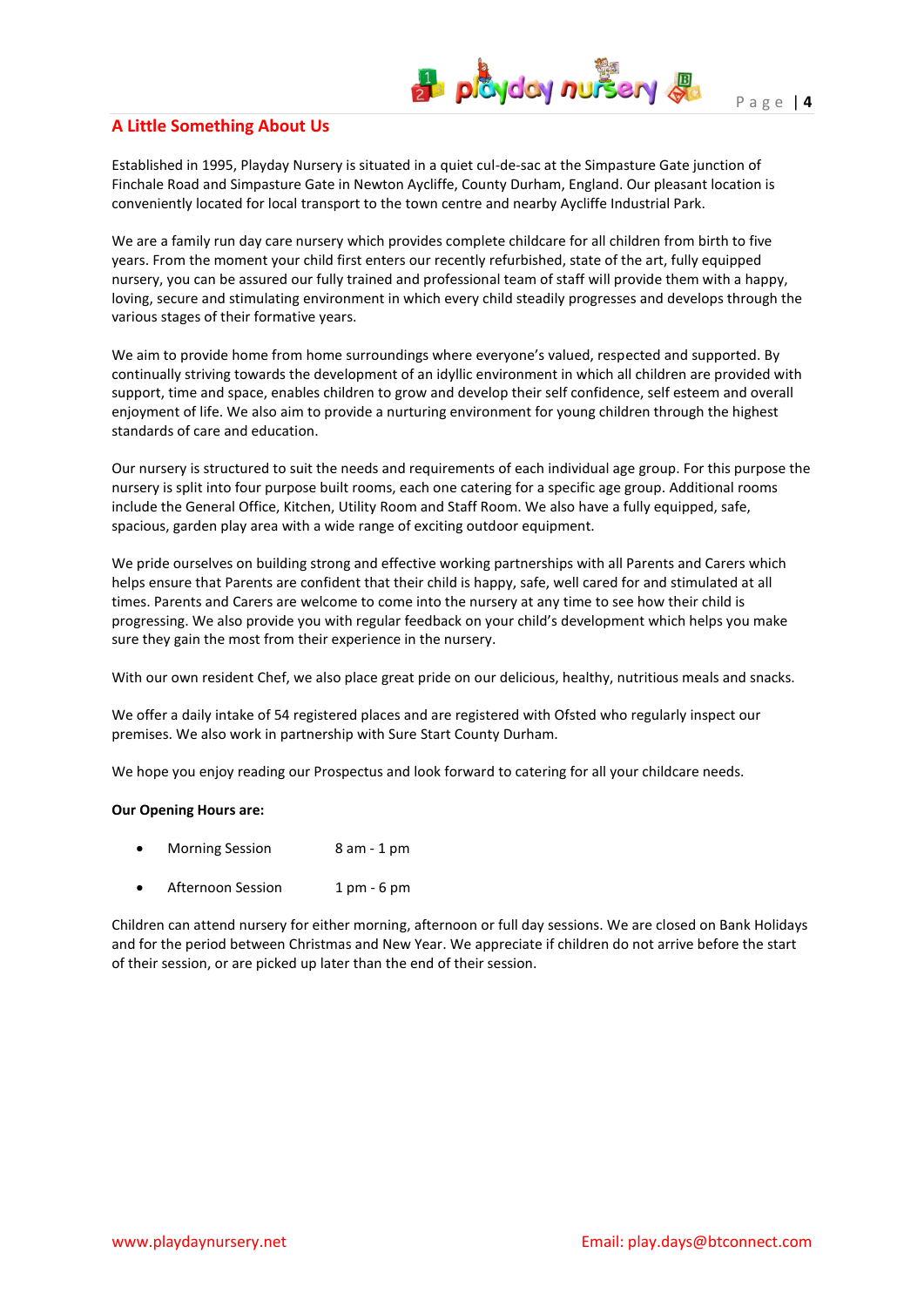## A Little Something About Us

Established in 1995, Playday Nursery is situated in a quiet cul-de-sac at the Simpasture Gate junction of Finchale Road and Simpasture Gate in Newton Aycliffe, County Durham, England. Our pleasant location is conveniently located for local transport to the town centre and nearby Aycliffe Industrial Park.

We are a family run day care nursery which provides complete childcare for all children from birth to five years. From the moment your child first enters our recently refurbished, state of the art, fully equipped nursery, you can be assured our fully trained and professional team of staff will provide them with a happy, loving, secure and stimulating environment in which every child steadily progresses and develops through the various stages of their formative years.

We aim to provide home from home surroundings where everyone's valued, respected and supported. By continually striving towards the development of an idyllic environment in which all children are provided with support, time and space, enables children to grow and develop their self confidence, self esteem and overall enjoyment of life. We also aim to provide a nurturing environment for young children through the highest standards of care and education.

Our nursery is structured to suit the needs and requirements of each individual age group. For this purpose the nursery is split into four purpose built rooms, each one catering for a specific age group. Additional rooms include the General Office, Kitchen, Utility Room and Staff Room. We also have a fully equipped, safe, spacious, garden play area with a wide range of exciting outdoor equipment.

We pride ourselves on building strong and effective working partnerships with all Parents and Carers which helps ensure that Parents are confident that their child is happy, safe, well cared for and stimulated at all times. Parents and Carers are welcome to come into the nursery at any time to see how their child is progressing. We also provide you with regular feedback on your child's development which helps you make sure they gain the most from their experience in the nursery.

With our own resident Chef, we also place great pride on our delicious, healthy, nutritious meals and snacks.

We offer a daily intake of 54 registered places and are registered with Ofsted who regularly inspect our premises. We also work in partnership with Sure Start County Durham.

We hope you enjoy reading our Prospectus and look forward to catering for all your childcare needs.

**Our Opening Hours are:**

- Morning Session 8 am - 1 pm
- Afternoon Session 1 pm - 6 pm

Children can attend nursery for either morning, afternoon or full day sessions. We are closed on Bank Holidays and for the period between Christmas and New Year. We appreciate if children do not arrive before the start of their session, or are picked up later than the end of their session.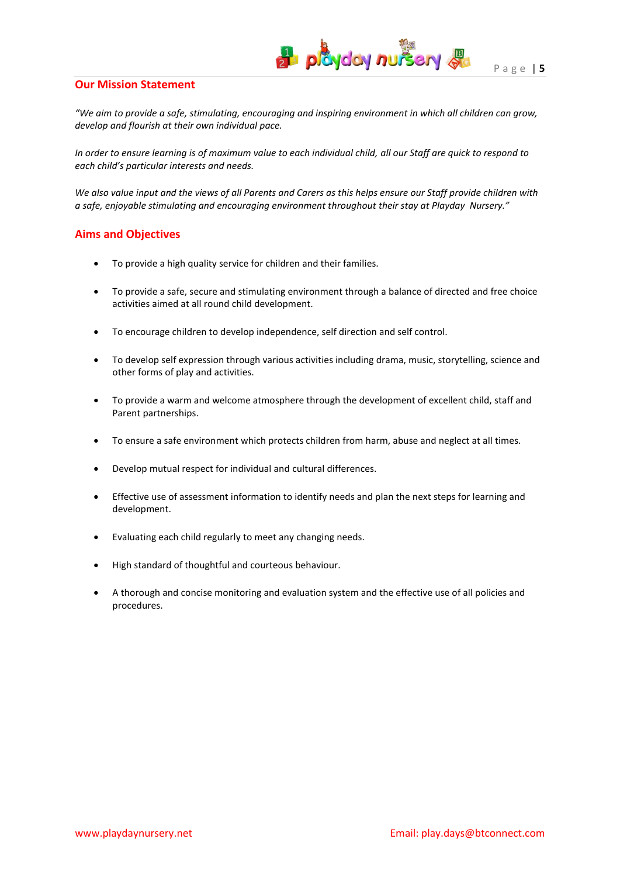## Our Mission Statement

*"We aim to provide a safe, stimulating, encouraging and inspiring environment in which all children can grow, develop and flourish at their own individual pace.*

*In order to ensure learning is of maximum value to each individual child, all our Staff are quick to respond to each child's particular interests and needs.*

*We also value input and the views of all Parents and Carers as this helps ensure our Staff provide children with a safe, enjoyable stimulating and encouraging environment throughout their stay at Playday Nursery."*

## Aims and Objectives

- To provide a high quality service for children and their families.
- To provide a safe, secure and stimulating environment through a balance of directed and free choice activities aimed at all round child development.
- To encourage children to develop independence, self direction and self control.
- To develop self expression through various activities including drama, music, storytelling, science and other forms of play and activities.
- To provide a warm and welcome atmosphere through the development of excellent child, staff and Parent partnerships.
- To ensure a safe environment which protects children from harm, abuse and neglect at all times.
- Develop mutual respect for individual and cultural differences.
- Effective use of assessment information to identify needs and plan the next steps for learning and development.
- Evaluating each child regularly to meet any changing needs.
- High standard of thoughtful and courteous behaviour.
- A thorough and concise monitoring and evaluation system and the effective use of all policies and procedures.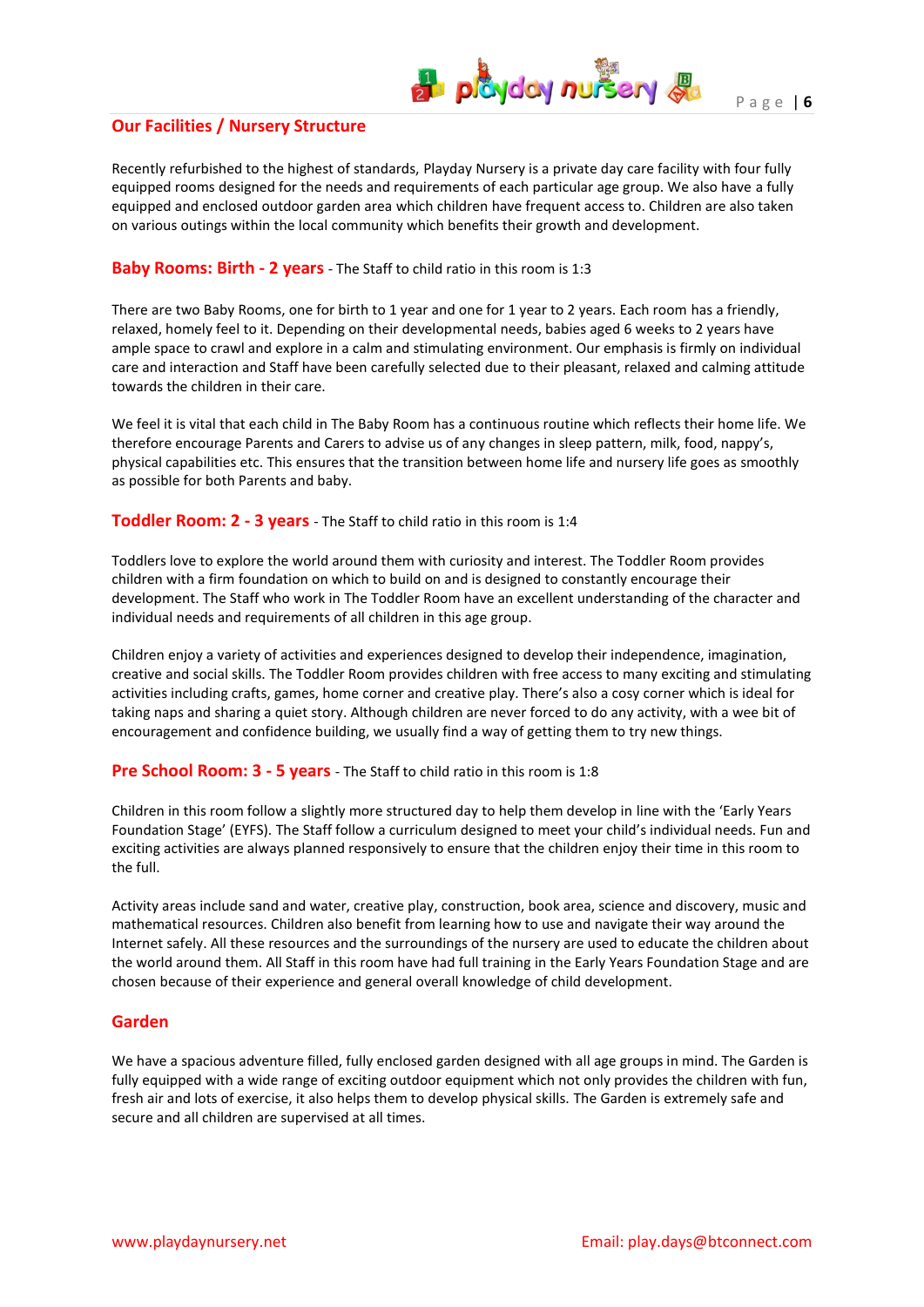## Our Facilities / Nursery Structure

Recently refurbished to the highest of standards, Playday Nursery is a private day care facility with four fully equipped rooms designed for the needs and requirements of each particular age group. We also have a fully equipped and enclosed outdoor garden area which children have frequent access to. Children are also taken on various outings within the local community which benefits their growth and development.

### Baby Rooms: Birth - 2 years - The Staff to child ratio in this room is 1:3

There are two Baby Rooms, one for birth to 1 year and one for 1 year to 2 years. Each room has a friendly, relaxed, homely feel to it. Depending on their developmental needs, babies aged 6 weeks to 2 years have ample space to crawl and explore in a calm and stimulating environment. Our emphasis is firmly on individual care and interaction and Staff have been carefully selected due to their pleasant, relaxed and calming attitude towards the children in their care.

We feel it is vital that each child in The Baby Room has a continuous routine which reflects their home life. We therefore encourage Parents and Carers to advise us of any changes in sleep pattern, milk, food, nappy's, physical capabilities etc. This ensures that the transition between home life and nursery life goes as smoothly as possible for both Parents and baby.

### Toddler Room: 2 - 3 years - The Staff to child ratio in this room is 1:4

Toddlers love to explore the world around them with curiosity and interest. The Toddler Room provides children with a firm foundation on which to build on and is designed to constantly encourage their development. The Staff who work in The Toddler Room have an excellent understanding of the character and individual needs and requirements of all children in this age group.

Children enjoy a variety of activities and experiences designed to develop their independence, imagination, creative and social skills. The Toddler Room provides children with free access to many exciting and stimulating activities including crafts, games, home corner and creative play. There's also a cosy corner which is ideal for taking naps and sharing a quiet story. Although children are never forced to do any activity, with a wee bit of encouragement and confidence building, we usually find a way of getting them to try new things.

### Pre School Room: 3 - 5 years - The Staff to child ratio in this room is 1:8

Children in this room follow a slightly more structured day to help them develop in line with the 'Early Years Foundation Stage' (EYFS). The Staff follow a curriculum designed to meet your child's individual needs. Fun and exciting activities are always planned responsively to ensure that the children enjoy their time in this room to the full.

Activity areas include sand and water, creative play, construction, book area, science and discovery, music and mathematical resources. Children also benefit from learning how to use and navigate their way around the Internet safely. All these resources and the surroundings of the nursery are used to educate the children about the world around them. All Staff in this room have had full training in the Early Years Foundation Stage and are chosen because of their experience and general overall knowledge of child development.

### Garden

We have a spacious adventure filled, fully enclosed garden designed with all age groups in mind. The Garden is fully equipped with a wide range of exciting outdoor equipment which not only provides the children with fun, fresh air and lots of exercise, it also helps them to develop physical skills. The Garden is extremely safe and secure and all children are supervised at all times.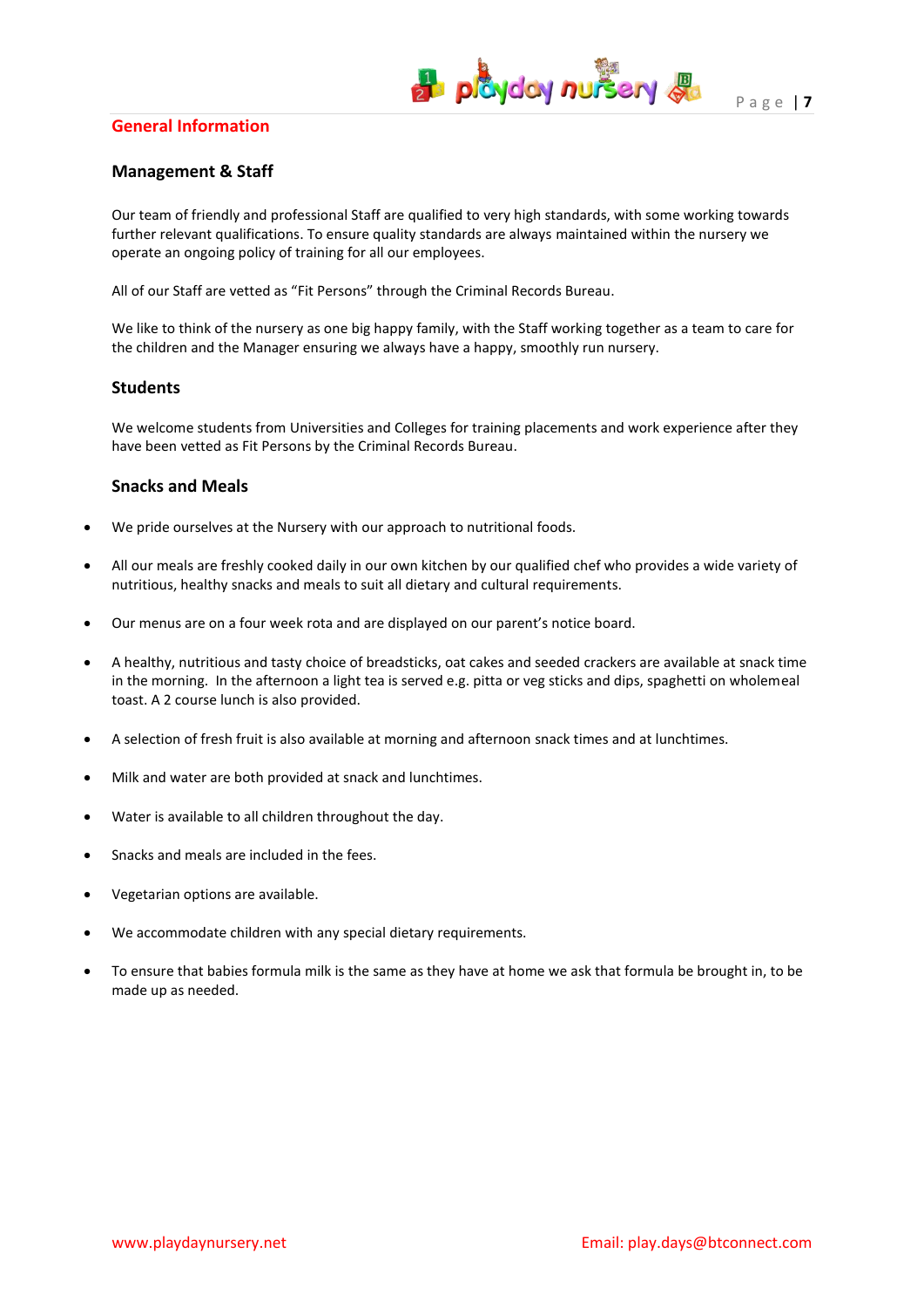## General Information

### Management & Staff

Our team of friendly and professional Staff are qualified to very high standards, with some working towards further relevant qualifications. To ensure quality standards are always maintained within the nursery we operate an ongoing policy of training for all our employees.

All of our Staff are vetted as "Fit Persons" through the Criminal Records Bureau.

We like to think of the nursery as one big happy family, with the Staff working together as a team to care for the children and the Manager ensuring we always have a happy, smoothly run nursery.

### Students

We welcome students from Universities and Colleges for training placements and work experience after they have been vetted as Fit Persons by the Criminal Records Bureau.

### Snacks and Meals

- We pride ourselves at the Nursery with our approach to nutritional foods.
- All our meals are freshly cooked daily in our own kitchen by our qualified chef who provides a wide variety of nutritious, healthy snacks and meals to suit all dietary and cultural requirements.
- Our menus are on a four week rota and are displayed on our parent's notice board.
- A healthy, nutritious and tasty choice of breadsticks, oat cakes and seeded crackers are available at snack time in the morning. In the afternoon a light tea is served e.g. pitta or veg sticks and dips, spaghetti on wholemeal toast. A 2 course lunch is also provided.
- A selection of fresh fruit is also available at morning and afternoon snack times and at lunchtimes.
- Milk and water are both provided at snack and lunchtimes.
- Water is available to all children throughout the day.
- Snacks and meals are included in the fees.
- Vegetarian options are available.
- We accommodate children with any special dietary requirements.
- To ensure that babies formula milk is the same as they have at home we ask that formula be brought in, to be made up as needed.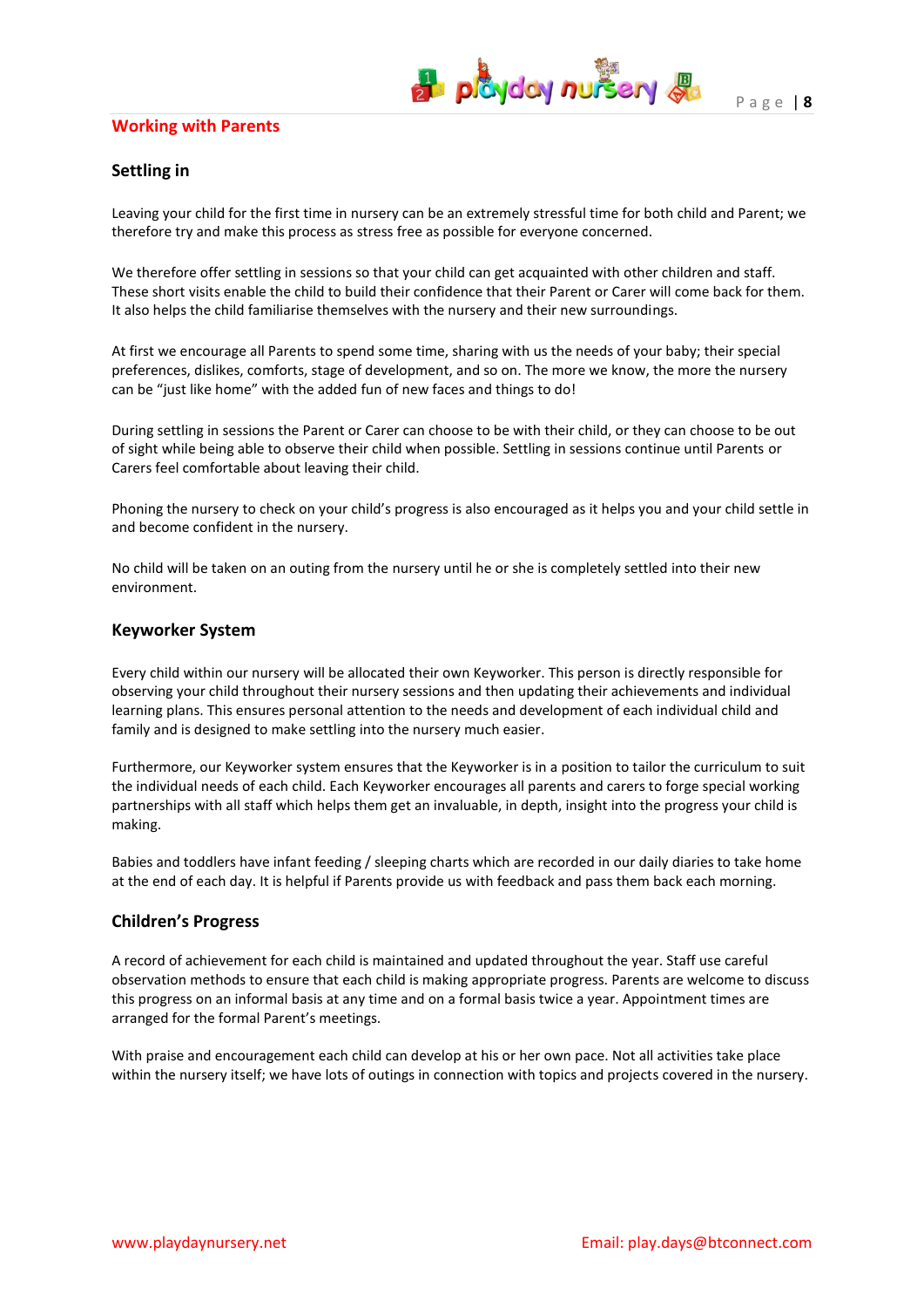## Working with Parents

### Settling in

Leaving your child for the first time in nursery can be an extremely stressful time for both child and Parent; we therefore try and make this process as stress free as possible for everyone concerned.

We therefore offer settling in sessions so that your child can get acquainted with other children and staff. These short visits enable the child to build their confidence that their Parent or Carer will come back for them. It also helps the child familiarise themselves with the nursery and their new surroundings.

At first we encourage all Parents to spend some time, sharing with us the needs of your baby; their special preferences, dislikes, comforts, stage of development, and so on. The more we know, the more the nursery can be "just like home" with the added fun of new faces and things to do!

During settling in sessions the Parent or Carer can choose to be with their child, or they can choose to be out of sight while being able to observe their child when possible. Settling in sessions continue until Parents or Carers feel comfortable about leaving their child.

Phoning the nursery to check on your child's progress is also encouraged as it helps you and your child settle in and become confident in the nursery.

No child will be taken on an outing from the nursery until he or she is completely settled into their new environment.

### Keyworker System

Every child within our nursery will be allocated their own Keyworker. This person is directly responsible for observing your child throughout their nursery sessions and then updating their achievements and individual learning plans. This ensures personal attention to the needs and development of each individual child and family and is designed to make settling into the nursery much easier.

Furthermore, our Keyworker system ensures that the Keyworker is in a position to tailor the curriculum to suit the individual needs of each child. Each Keyworker encourages all parents and carers to forge special working partnerships with all staff which helps them get an invaluable, in depth, insight into the progress your child is making.

Babies and toddlers have infant feeding / sleeping charts which are recorded in our daily diaries to take home at the end of each day. It is helpful if Parents provide us with feedback and pass them back each morning.

### Children's Progress

A record of achievement for each child is maintained and updated throughout the year. Staff use careful observation methods to ensure that each child is making appropriate progress. Parents are welcome to discuss this progress on an informal basis at any time and on a formal basis twice a year. Appointment times are arranged for the formal Parent's meetings.

With praise and encouragement each child can develop at his or her own pace. Not all activities take place within the nursery itself; we have lots of outings in connection with topics and projects covered in the nursery.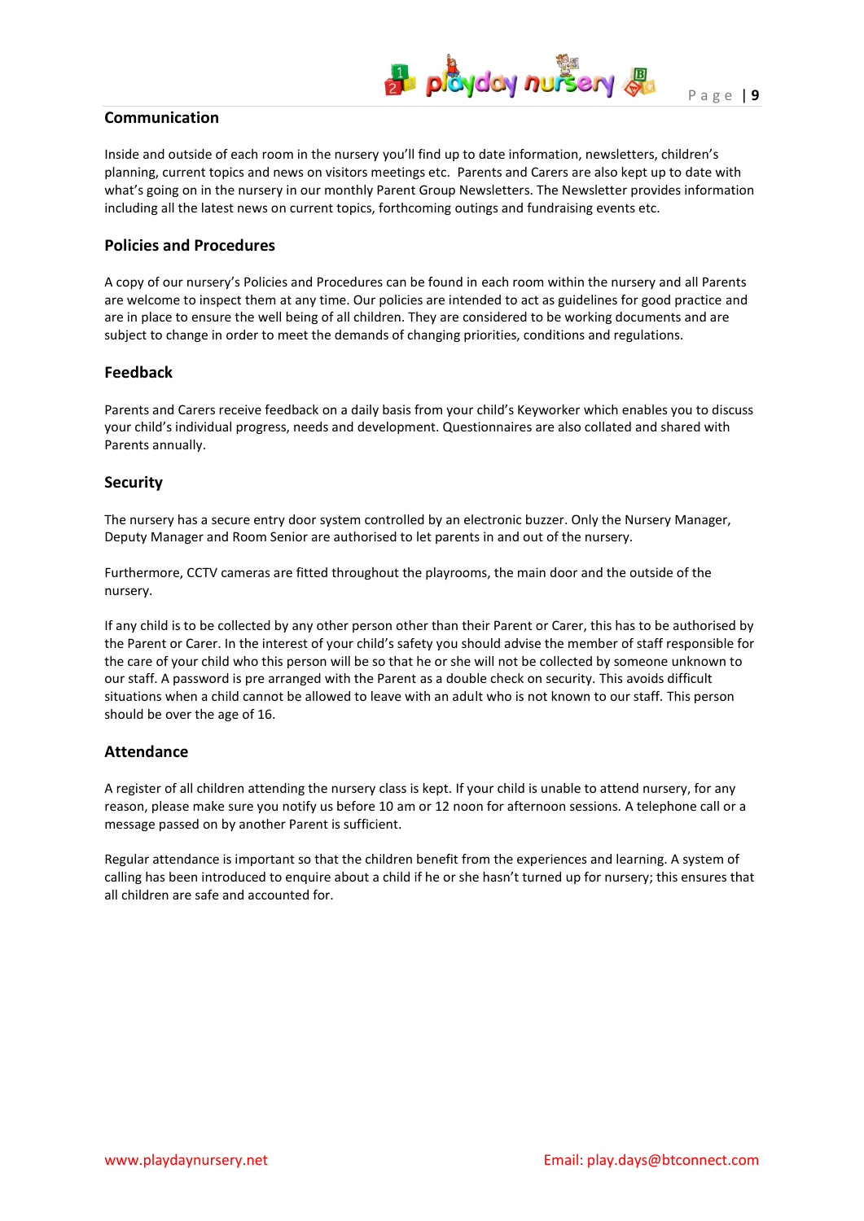## Communication

Inside and outside of each room in the nursery you'll find up to date information, newsletters, children's planning, current topics and news on visitors meetings etc. Parents and Carers are also kept up to date with what's going on in the nursery in our monthly Parent Group Newsletters. The Newsletter provides information including all the latest news on current topics, forthcoming outings and fundraising events etc.

## Policies and Procedures

A copy of our nursery's Policies and Procedures can be found in each room within the nursery and all Parents are welcome to inspect them at any time. Our policies are intended to act as guidelines for good practice and are in place to ensure the well being of all children. They are considered to be working documents and are subject to change in order to meet the demands of changing priorities, conditions and regulations.

## Feedback

Parents and Carers receive feedback on a daily basis from your child's Keyworker which enables you to discuss your child's individual progress, needs and development. Questionnaires are also collated and shared with Parents annually.

## Security

The nursery has a secure entry door system controlled by an electronic buzzer. Only the Nursery Manager, Deputy Manager and Room Senior are authorised to let parents in and out of the nursery.

Furthermore, CCTV cameras are fitted throughout the playrooms, the main door and the outside of the nursery.

If any child is to be collected by any other person other than their Parent or Carer, this has to be authorised by the Parent or Carer. In the interest of your child's safety you should advise the member of staff responsible for the care of your child who this person will be so that he or she will not be collected by someone unknown to our staff. A password is pre arranged with the Parent as a double check on security. This avoids difficult situations when a child cannot be allowed to leave with an adult who is not known to our staff. This person should be over the age of 16.

## Attendance

A register of all children attending the nursery class is kept. If your child is unable to attend nursery, for any reason, please make sure you notify us before 10 am or 12 noon for afternoon sessions. A telephone call or a message passed on by another Parent is sufficient.

Regular attendance is important so that the children benefit from the experiences and learning. A system of calling has been introduced to enquire about a child if he or she hasn't turned up for nursery; this ensures that all children are safe and accounted for.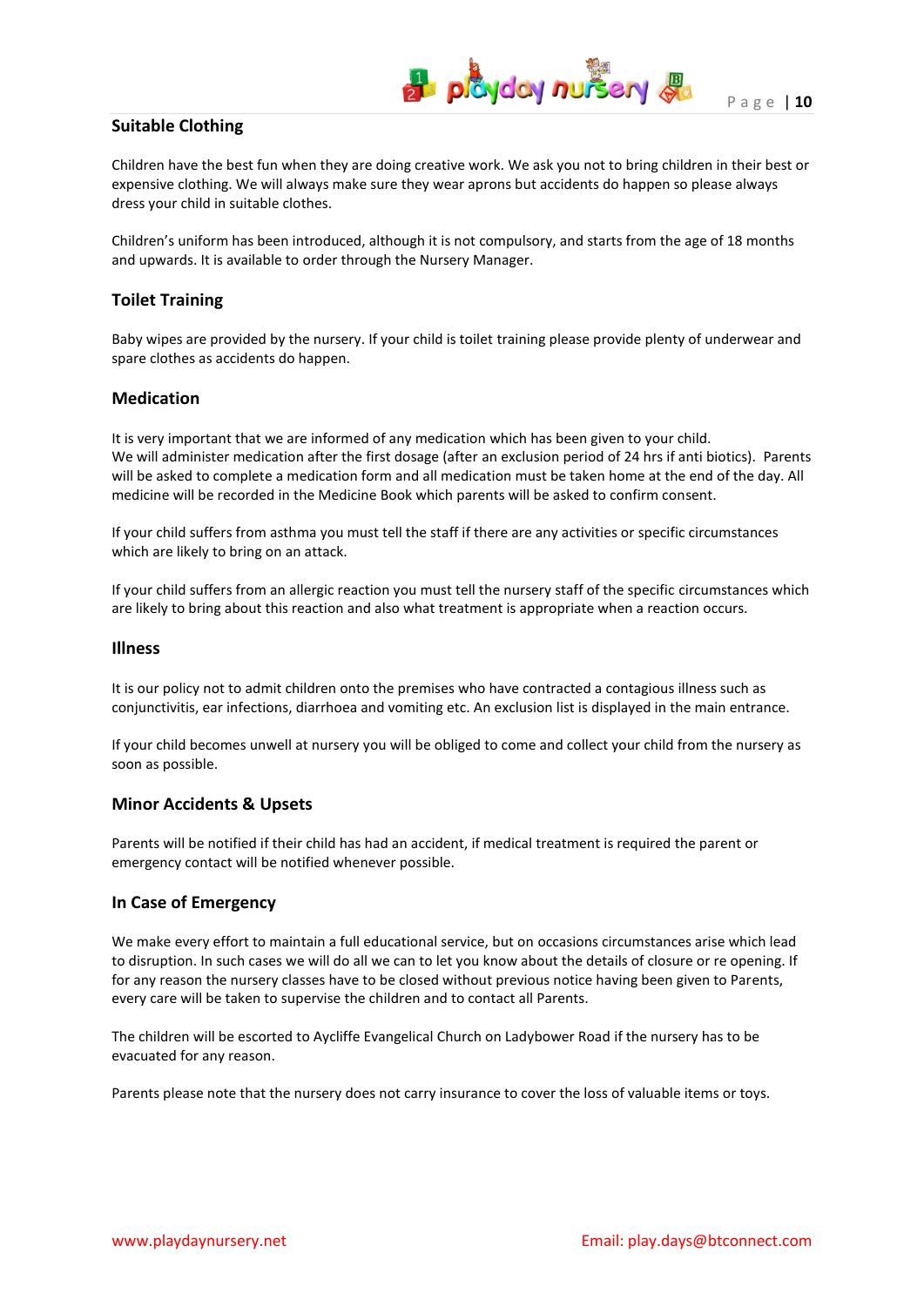## Suitable Clothing

Children have the best fun when they are doing creative work. We ask you not to bring children in their best or expensive clothing. We will always make sure they wear aprons but accidents do happen so please always dress your child in suitable clothes.

Children's uniform has been introduced, although it is not compulsory, and starts from the age of 18 months and upwards. It is available to order through the Nursery Manager.

## Toilet Training

Baby wipes are provided by the nursery. If your child is toilet training please provide plenty of underwear and spare clothes as accidents do happen.

## Medication

It is very important that we are informed of any medication which has been given to your child.
We will administer medication after the first dosage (after an exclusion period of 24 hrs if anti biotics). Parents will be asked to complete a medication form and all medication must be taken home at the end of the day. All medicine will be recorded in the Medicine Book which parents will be asked to confirm consent.

If your child suffers from asthma you must tell the staff if there are any activities or specific circumstances which are likely to bring on an attack.

If your child suffers from an allergic reaction you must tell the nursery staff of the specific circumstances which are likely to bring about this reaction and also what treatment is appropriate when a reaction occurs.

## Illness

It is our policy not to admit children onto the premises who have contracted a contagious illness such as conjunctivitis, ear infections, diarrhoea and vomiting etc. An exclusion list is displayed in the main entrance.

If your child becomes unwell at nursery you will be obliged to come and collect your child from the nursery as soon as possible.

## Minor Accidents & Upsets

Parents will be notified if their child has had an accident, if medical treatment is required the parent or emergency contact will be notified whenever possible.

## In Case of Emergency

We make every effort to maintain a full educational service, but on occasions circumstances arise which lead to disruption. In such cases we will do all we can to let you know about the details of closure or re opening. If for any reason the nursery classes have to be closed without previous notice having been given to Parents, every care will be taken to supervise the children and to contact all Parents.

The children will be escorted to Aycliffe Evangelical Church on Ladybower Road if the nursery has to be evacuated for any reason.

Parents please note that the nursery does not carry insurance to cover the loss of valuable items or toys.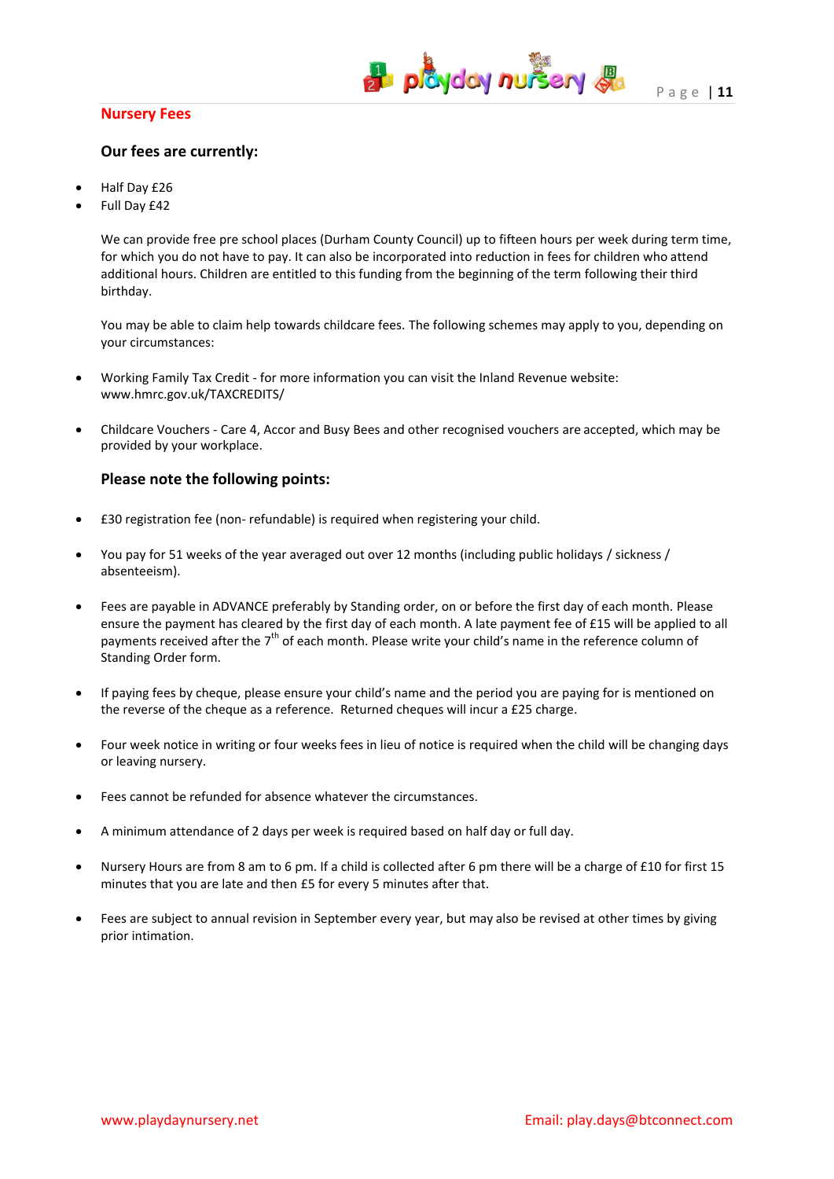## Nursery Fees

### Our fees are currently:

- Half Day £26
- Full Day £42

We can provide free pre school places (Durham County Council) up to fifteen hours per week during term time, for which you do not have to pay. It can also be incorporated into reduction in fees for children who attend additional hours. Children are entitled to this funding from the beginning of the term following their third birthday.

You may be able to claim help towards childcare fees. The following schemes may apply to you, depending on your circumstances:

- Working Family Tax Credit - for more information you can visit the Inland Revenue website: www.hmrc.gov.uk/TAXCREDITS/

- Childcare Vouchers - Care 4, Accor and Busy Bees and other recognised vouchers are accepted, which may be provided by your workplace.

### Please note the following points:

- £30 registration fee (non- refundable) is required when registering your child.

- You pay for 51 weeks of the year averaged out over 12 months (including public holidays / sickness / absenteeism).

- Fees are payable in ADVANCE preferably by Standing order, on or before the first day of each month. Please ensure the payment has cleared by the first day of each month. A late payment fee of £15 will be applied to all payments received after the 7th of each month. Please write your child's name in the reference column of Standing Order form.

- If paying fees by cheque, please ensure your child's name and the period you are paying for is mentioned on the reverse of the cheque as a reference. Returned cheques will incur a £25 charge.

- Four week notice in writing or four weeks fees in lieu of notice is required when the child will be changing days or leaving nursery.

- Fees cannot be refunded for absence whatever the circumstances.

- A minimum attendance of 2 days per week is required based on half day or full day.

- Nursery Hours are from 8 am to 6 pm. If a child is collected after 6 pm there will be a charge of £10 for first 15 minutes that you are late and then £5 for every 5 minutes after that.

- Fees are subject to annual revision in September every year, but may also be revised at other times by giving prior intimation.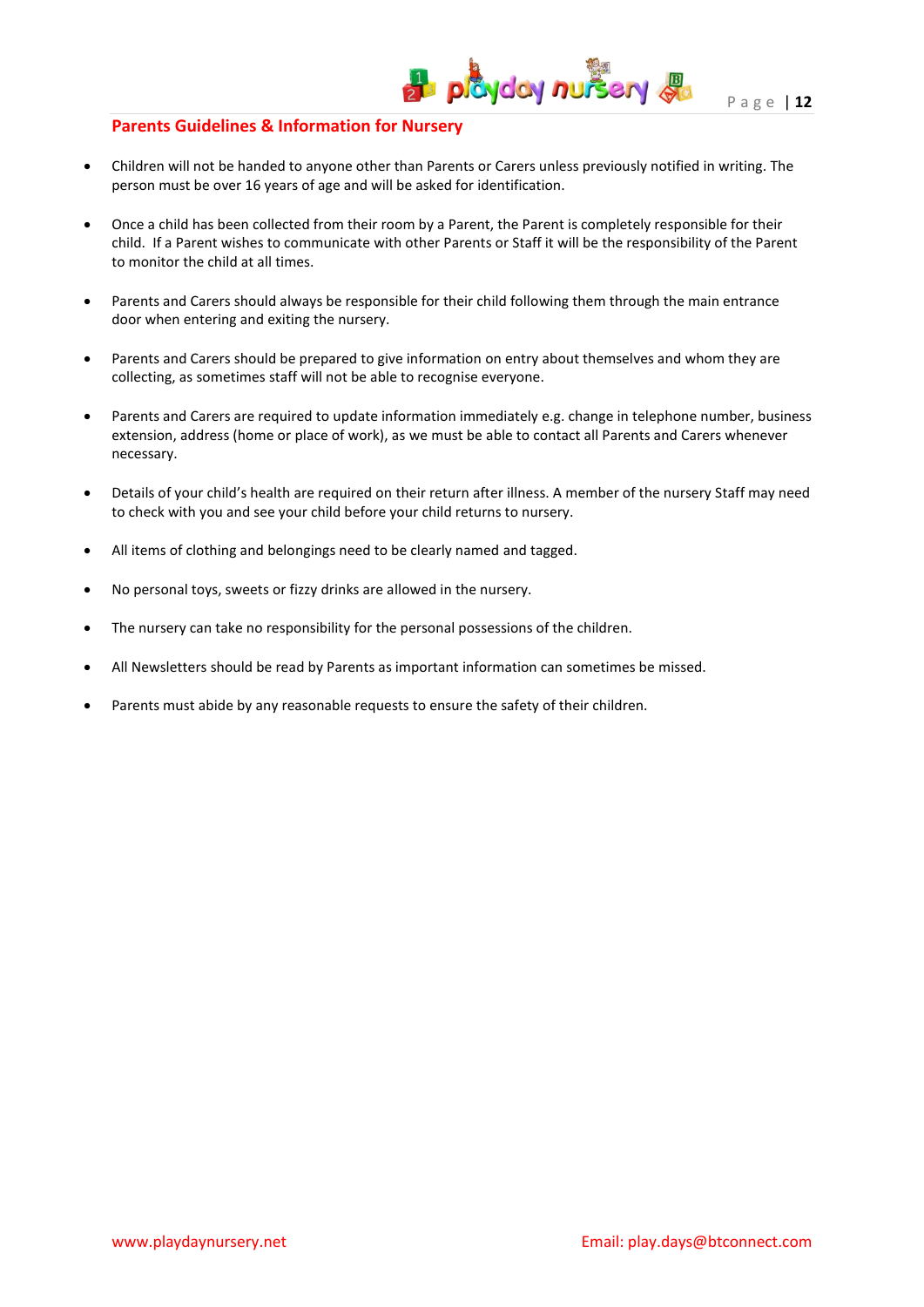## Parents Guidelines & Information for Nursery

- Children will not be handed to anyone other than Parents or Carers unless previously notified in writing. The person must be over 16 years of age and will be asked for identification.
- Once a child has been collected from their room by a Parent, the Parent is completely responsible for their child. If a Parent wishes to communicate with other Parents or Staff it will be the responsibility of the Parent to monitor the child at all times.
- Parents and Carers should always be responsible for their child following them through the main entrance door when entering and exiting the nursery.
- Parents and Carers should be prepared to give information on entry about themselves and whom they are collecting, as sometimes staff will not be able to recognise everyone.
- Parents and Carers are required to update information immediately e.g. change in telephone number, business extension, address (home or place of work), as we must be able to contact all Parents and Carers whenever necessary.
- Details of your child's health are required on their return after illness. A member of the nursery Staff may need to check with you and see your child before your child returns to nursery.
- All items of clothing and belongings need to be clearly named and tagged.
- No personal toys, sweets or fizzy drinks are allowed in the nursery.
- The nursery can take no responsibility for the personal possessions of the children.
- All Newsletters should be read by Parents as important information can sometimes be missed.
- Parents must abide by any reasonable requests to ensure the safety of their children.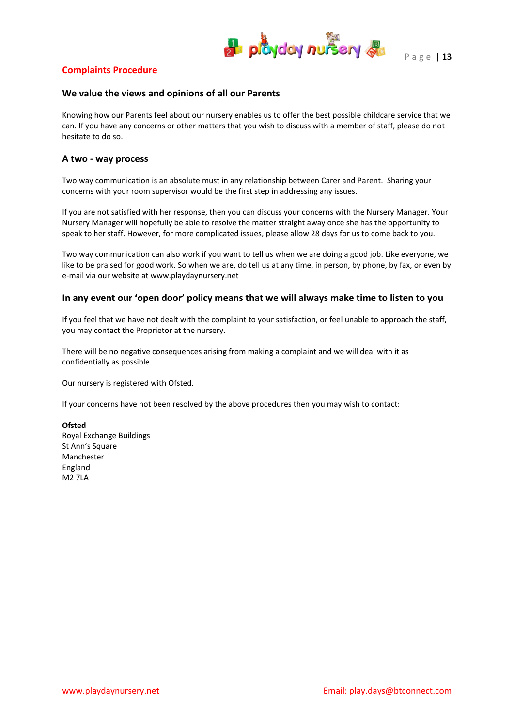## Complaints Procedure

### We value the views and opinions of all our Parents

Knowing how our Parents feel about our nursery enables us to offer the best possible childcare service that we can. If you have any concerns or other matters that you wish to discuss with a member of staff, please do not hesitate to do so.

### A two - way process

Two way communication is an absolute must in any relationship between Carer and Parent. Sharing your concerns with your room supervisor would be the first step in addressing any issues.

If you are not satisfied with her response, then you can discuss your concerns with the Nursery Manager. Your Nursery Manager will hopefully be able to resolve the matter straight away once she has the opportunity to speak to her staff. However, for more complicated issues, please allow 28 days for us to come back to you.

Two way communication can also work if you want to tell us when we are doing a good job. Like everyone, we like to be praised for good work. So when we are, do tell us at any time, in person, by phone, by fax, or even by e-mail via our website at www.playdaynursery.net

### In any event our 'open door' policy means that we will always make time to listen to you

If you feel that we have not dealt with the complaint to your satisfaction, or feel unable to approach the staff, you may contact the Proprietor at the nursery.

There will be no negative consequences arising from making a complaint and we will deal with it as confidentially as possible.

Our nursery is registered with Ofsted.

If your concerns have not been resolved by the above procedures then you may wish to contact:

**Ofsted**
Royal Exchange Buildings
St Ann's Square
Manchester
England
M2 7LA